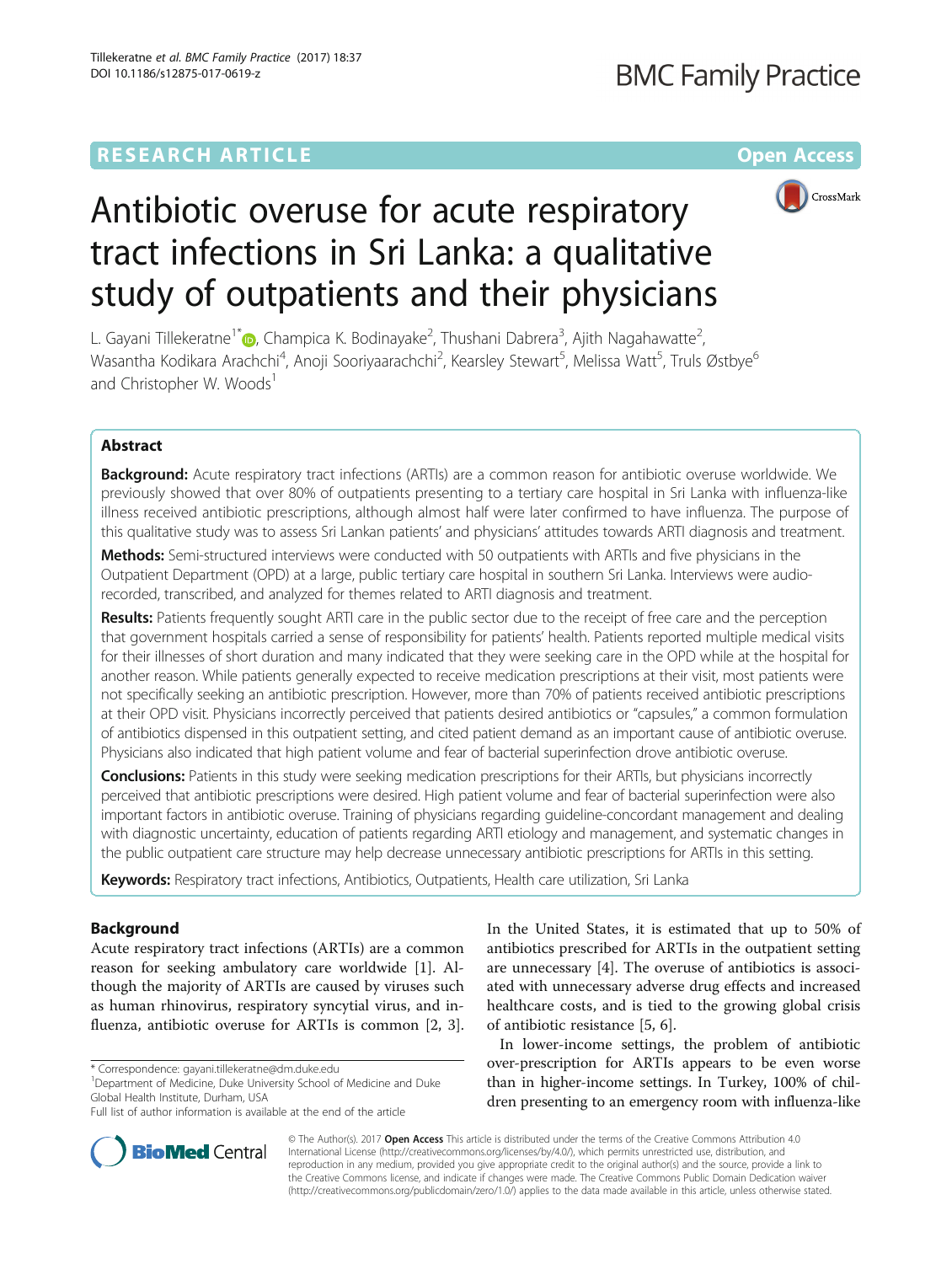RESEARCH ARTICLE Open Access

# Antibiotic overuse for acute respiratory tract infections in Sri Lanka: a qualitative study of outpatients and their physicians

L. Gayani Tillekeratne[1*], Champica K. Bodinayake[2], Thushani Dabrera[3], Ajith Nagahawatte[2], Wasantha Kodikara Arachchi[4], Anoji Sooriyaarachchi[2], Kearsley Stewart[5], Melissa Watt[5], Truls Østbye[6] and Christopher W. Woods[1]

## Abstract

**Background:** Acute respiratory tract infections (ARTIs) are a common reason for antibiotic overuse worldwide. We previously showed that over 80% of outpatients presenting to a tertiary care hospital in Sri Lanka with influenza-like illness received antibiotic prescriptions, although almost half were later confirmed to have influenza. The purpose of this qualitative study was to assess Sri Lankan patients' and physicians' attitudes towards ARTI diagnosis and treatment.

**Methods:** Semi-structured interviews were conducted with 50 outpatients with ARTIs and five physicians in the Outpatient Department (OPD) at a large, public tertiary care hospital in southern Sri Lanka. Interviews were audio-recorded, transcribed, and analyzed for themes related to ARTI diagnosis and treatment.

**Results:** Patients frequently sought ARTI care in the public sector due to the receipt of free care and the perception that government hospitals carried a sense of responsibility for patients' health. Patients reported multiple medical visits for their illnesses of short duration and many indicated that they were seeking care in the OPD while at the hospital for another reason. While patients generally expected to receive medication prescriptions at their visit, most patients were not specifically seeking an antibiotic prescription. However, more than 70% of patients received antibiotic prescriptions at their OPD visit. Physicians incorrectly perceived that patients desired antibiotics or "capsules," a common formulation of antibiotics dispensed in this outpatient setting, and cited patient demand as an important cause of antibiotic overuse. Physicians also indicated that high patient volume and fear of bacterial superinfection drove antibiotic overuse.

**Conclusions:** Patients in this study were seeking medication prescriptions for their ARTIs, but physicians incorrectly perceived that antibiotic prescriptions were desired. High patient volume and fear of bacterial superinfection were also important factors in antibiotic overuse. Training of physicians regarding guideline-concordant management and dealing with diagnostic uncertainty, education of patients regarding ARTI etiology and management, and systematic changes in the public outpatient care structure may help decrease unnecessary antibiotic prescriptions for ARTIs in this setting.

**Keywords:** Respiratory tract infections, Antibiotics, Outpatients, Health care utilization, Sri Lanka

## Background

Acute respiratory tract infections (ARTIs) are a common reason for seeking ambulatory care worldwide [1]. Although the majority of ARTIs are caused by viruses such as human rhinovirus, respiratory syncytial virus, and influenza, antibiotic overuse for ARTIs is common [2, 3]. In the United States, it is estimated that up to 50% of antibiotics prescribed for ARTIs in the outpatient setting are unnecessary [4]. The overuse of antibiotics is associated with unnecessary adverse drug effects and increased healthcare costs, and is tied to the growing global crisis of antibiotic resistance [5, 6].

In lower-income settings, the problem of antibiotic over-prescription for ARTIs appears to be even worse than in higher-income settings. In Turkey, 100% of children presenting to an emergency room with influenza-like

\* Correspondence: gayani.tillekeratne@dm.duke.edu
[1]Department of Medicine, Duke University School of Medicine and Duke Global Health Institute, Durham, USA
Full list of author information is available at the end of the article

© The Author(s). 2017 **Open Access** This article is distributed under the terms of the Creative Commons Attribution 4.0 International License (http://creativecommons.org/licenses/by/4.0/), which permits unrestricted use, distribution, and reproduction in any medium, provided you give appropriate credit to the original author(s) and the source, provide a link to the Creative Commons license, and indicate if changes were made. The Creative Commons Public Domain Dedication waiver (http://creativecommons.org/publicdomain/zero/1.0/) applies to the data made available in this article, unless otherwise stated.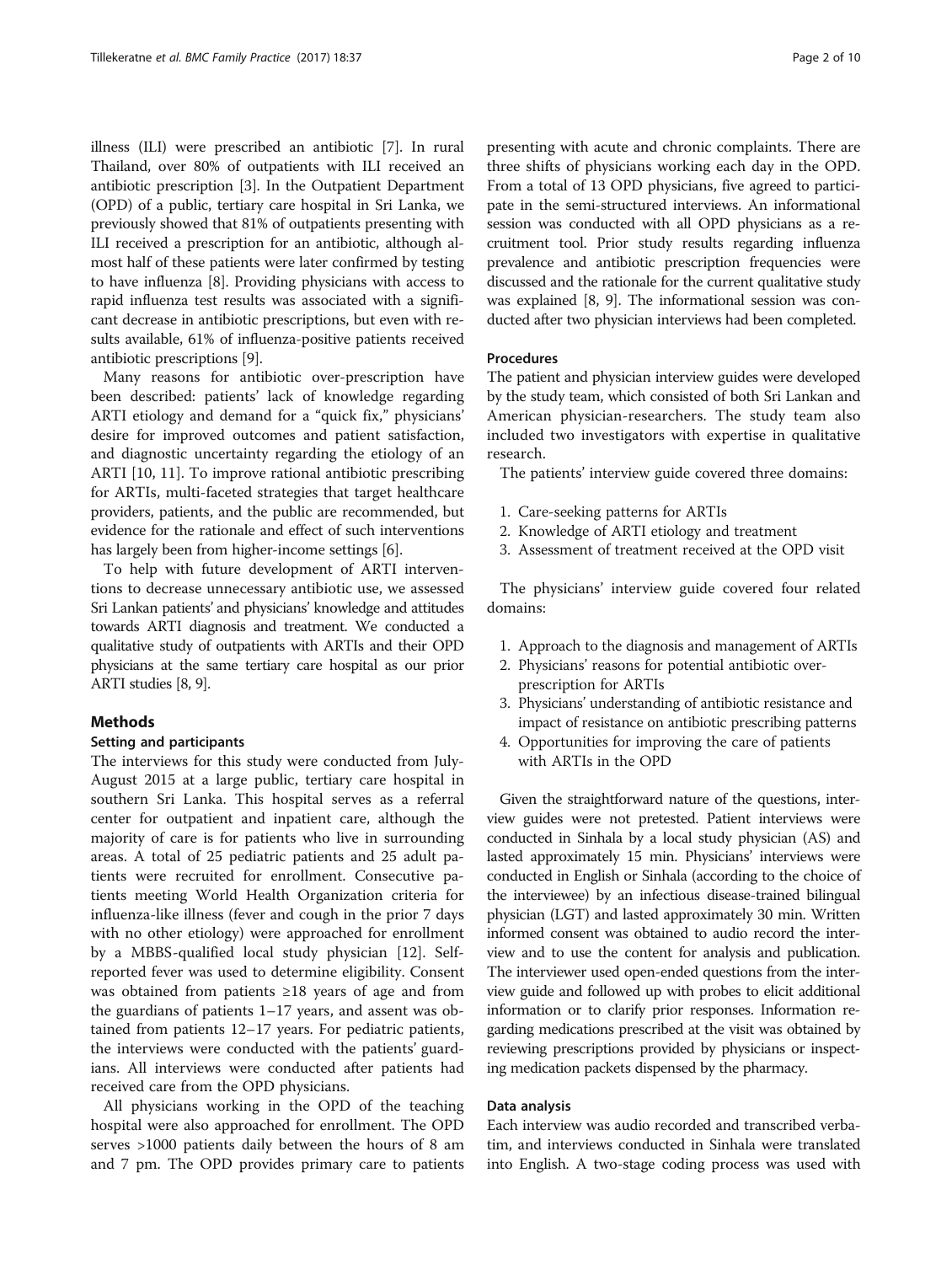illness (ILI) were prescribed an antibiotic [7]. In rural Thailand, over 80% of outpatients with ILI received an antibiotic prescription [3]. In the Outpatient Department (OPD) of a public, tertiary care hospital in Sri Lanka, we previously showed that 81% of outpatients presenting with ILI received a prescription for an antibiotic, although almost half of these patients were later confirmed by testing to have influenza [8]. Providing physicians with access to rapid influenza test results was associated with a significant decrease in antibiotic prescriptions, but even with results available, 61% of influenza-positive patients received antibiotic prescriptions [9].

Many reasons for antibiotic over-prescription have been described: patients' lack of knowledge regarding ARTI etiology and demand for a "quick fix," physicians' desire for improved outcomes and patient satisfaction, and diagnostic uncertainty regarding the etiology of an ARTI [10, 11]. To improve rational antibiotic prescribing for ARTIs, multi-faceted strategies that target healthcare providers, patients, and the public are recommended, but evidence for the rationale and effect of such interventions has largely been from higher-income settings [6].

To help with future development of ARTI interventions to decrease unnecessary antibiotic use, we assessed Sri Lankan patients' and physicians' knowledge and attitudes towards ARTI diagnosis and treatment. We conducted a qualitative study of outpatients with ARTIs and their OPD physicians at the same tertiary care hospital as our prior ARTI studies [8, 9].

## Methods

### Setting and participants

The interviews for this study were conducted from July-August 2015 at a large public, tertiary care hospital in southern Sri Lanka. This hospital serves as a referral center for outpatient and inpatient care, although the majority of care is for patients who live in surrounding areas. A total of 25 pediatric patients and 25 adult patients were recruited for enrollment. Consecutive patients meeting World Health Organization criteria for influenza-like illness (fever and cough in the prior 7 days with no other etiology) were approached for enrollment by a MBBS-qualified local study physician [12]. Self-reported fever was used to determine eligibility. Consent was obtained from patients ≥18 years of age and from the guardians of patients 1–17 years, and assent was obtained from patients 12–17 years. For pediatric patients, the interviews were conducted with the patients' guardians. All interviews were conducted after patients had received care from the OPD physicians.

All physicians working in the OPD of the teaching hospital were also approached for enrollment. The OPD serves >1000 patients daily between the hours of 8 am and 7 pm. The OPD provides primary care to patients presenting with acute and chronic complaints. There are three shifts of physicians working each day in the OPD. From a total of 13 OPD physicians, five agreed to participate in the semi-structured interviews. An informational session was conducted with all OPD physicians as a recruitment tool. Prior study results regarding influenza prevalence and antibiotic prescription frequencies were discussed and the rationale for the current qualitative study was explained [8, 9]. The informational session was conducted after two physician interviews had been completed.

### Procedures

The patient and physician interview guides were developed by the study team, which consisted of both Sri Lankan and American physician-researchers. The study team also included two investigators with expertise in qualitative research.

The patients' interview guide covered three domains:

1. Care-seeking patterns for ARTIs
2. Knowledge of ARTI etiology and treatment
3. Assessment of treatment received at the OPD visit

The physicians' interview guide covered four related domains:

1. Approach to the diagnosis and management of ARTIs
2. Physicians' reasons for potential antibiotic over-prescription for ARTIs
3. Physicians' understanding of antibiotic resistance and impact of resistance on antibiotic prescribing patterns
4. Opportunities for improving the care of patients with ARTIs in the OPD

Given the straightforward nature of the questions, interview guides were not pretested. Patient interviews were conducted in Sinhala by a local study physician (AS) and lasted approximately 15 min. Physicians' interviews were conducted in English or Sinhala (according to the choice of the interviewee) by an infectious disease-trained bilingual physician (LGT) and lasted approximately 30 min. Written informed consent was obtained to audio record the interview and to use the content for analysis and publication. The interviewer used open-ended questions from the interview guide and followed up with probes to elicit additional information or to clarify prior responses. Information regarding medications prescribed at the visit was obtained by reviewing prescriptions provided by physicians or inspecting medication packets dispensed by the pharmacy.

### Data analysis

Each interview was audio recorded and transcribed verbatim, and interviews conducted in Sinhala were translated into English. A two-stage coding process was used with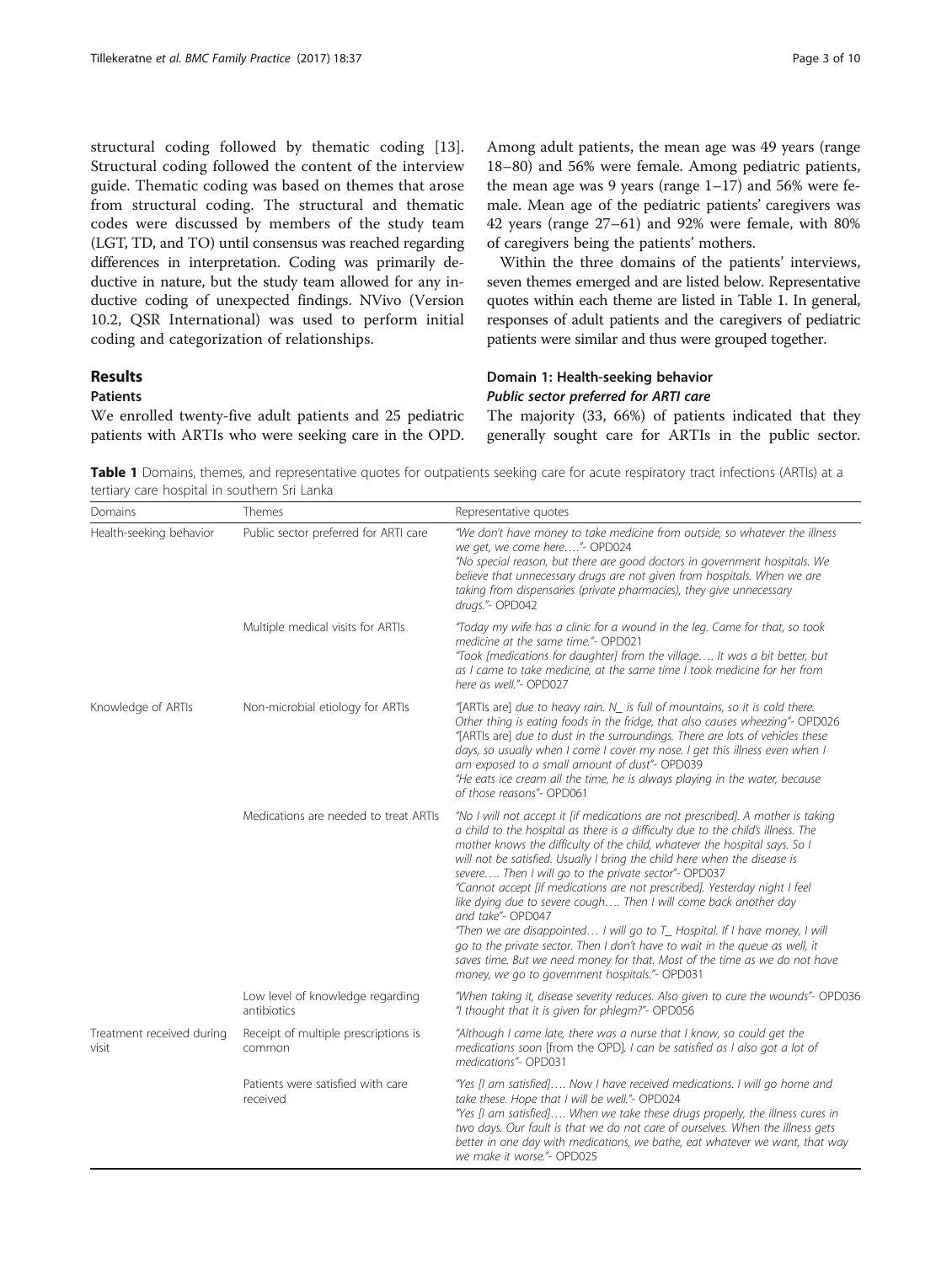structural coding followed by thematic coding [13]. Structural coding followed the content of the interview guide. Thematic coding was based on themes that arose from structural coding. The structural and thematic codes were discussed by members of the study team (LGT, TD, and TO) until consensus was reached regarding differences in interpretation. Coding was primarily deductive in nature, but the study team allowed for any inductive coding of unexpected findings. NVivo (Version 10.2, QSR International) was used to perform initial coding and categorization of relationships.

## Results

### Patients

We enrolled twenty-five adult patients and 25 pediatric patients with ARTIs who were seeking care in the OPD. Among adult patients, the mean age was 49 years (range 18–80) and 56% were female. Among pediatric patients, the mean age was 9 years (range 1–17) and 56% were female. Mean age of the pediatric patients' caregivers was 42 years (range 27–61) and 92% were female, with 80% of caregivers being the patients' mothers.

Within the three domains of the patients' interviews, seven themes emerged and are listed below. Representative quotes within each theme are listed in Table 1. In general, responses of adult patients and the caregivers of pediatric patients were similar and thus were grouped together.

### Domain 1: Health-seeking behavior

#### *Public sector preferred for ARTI care*

The majority (33, 66%) of patients indicated that they generally sought care for ARTIs in the public sector.

**Table 1** Domains, themes, and representative quotes for outpatients seeking care for acute respiratory tract infections (ARTIs) at a tertiary care hospital in southern Sri Lanka

| Domains | Themes | Representative quotes |
|---|---|---|
| Health-seeking behavior | Public sector preferred for ARTI care | *"We don't have money to take medicine from outside, so whatever the illness we get, we come here…."- OPD024*<br>*"No special reason, but there are good doctors in government hospitals. We believe that unnecessary drugs are not given from hospitals. When we are taking from dispensaries (private pharmacies), they give unnecessary drugs."- OPD042* |
| | Multiple medical visits for ARTIs | *"Today my wife has a clinic for a wound in the leg. Came for that, so took medicine at the same time."- OPD021*<br>*"Took [medications for daughter] from the village…. It was a bit better, but as I came to take medicine, at the same time I took medicine for her from here as well."- OPD027* |
| Knowledge of ARTIs | Non-microbial etiology for ARTIs | *"[ARTIs are] due to heavy rain. N_ is full of mountains, so it is cold there. Other thing is eating foods in the fridge, that also causes wheezing"- OPD026*<br>*"[ARTIs are] due to dust in the surroundings. There are lots of vehicles these days, so usually when I come I cover my nose. I get this illness even when I am exposed to a small amount of dust"- OPD039*<br>*"He eats ice cream all the time, he is always playing in the water, because of those reasons"- OPD061* |
| | Medications are needed to treat ARTIs | *"No I will not accept it [if medications are not prescribed]. A mother is taking a child to the hospital as there is a difficulty due to the child's illness. The mother knows the difficulty of the child, whatever the hospital says. So I will not be satisfied. Usually I bring the child here when the disease is severe…. Then I will go to the private sector"- OPD037*<br>*"Cannot accept [if medications are not prescribed]. Yesterday night I feel like dying due to severe cough…. Then I will come back another day and take"- OPD047*<br>*"Then we are disappointed… I will go to T_ Hospital. If I have money, I will go to the private sector. Then I don't have to wait in the queue as well, it saves time. But we need money for that. Most of the time as we do not have money, we go to government hospitals."- OPD031* |
| | Low level of knowledge regarding antibiotics | *"When taking it, disease severity reduces. Also given to cure the wounds"- OPD036*<br>*"I thought that it is given for phlegm?"- OPD056* |
| Treatment received during visit | Receipt of multiple prescriptions is common | *"Although I came late, there was a nurse that I know, so could get the medications soon [from the OPD]. I can be satisfied as I also got a lot of medications"- OPD031* |
| | Patients were satisfied with care received | *"Yes [I am satisfied]…. Now I have received medications. I will go home and take these. Hope that I will be well."- OPD024*<br>*"Yes [I am satisfied]…. When we take these drugs properly, the illness cures in two days. Our fault is that we do not care of ourselves. When the illness gets better in one day with medications, we bathe, eat whatever we want, that way we make it worse."- OPD025* |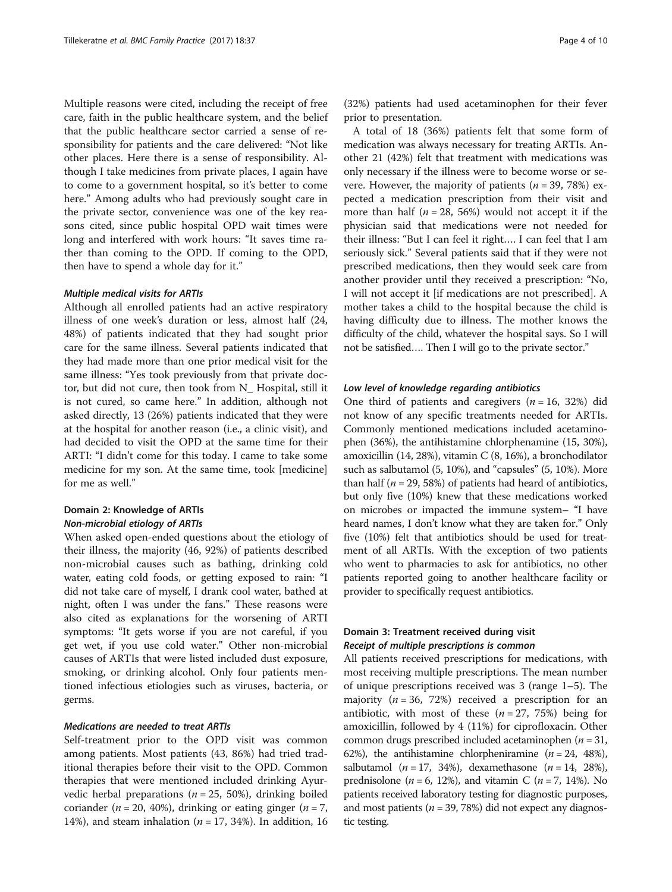Multiple reasons were cited, including the receipt of free care, faith in the public healthcare system, and the belief that the public healthcare sector carried a sense of responsibility for patients and the care delivered: "Not like other places. Here there is a sense of responsibility. Although I take medicines from private places, I again have to come to a government hospital, so it's better to come here." Among adults who had previously sought care in the private sector, convenience was one of the key reasons cited, since public hospital OPD wait times were long and interfered with work hours: "It saves time rather than coming to the OPD. If coming to the OPD, then have to spend a whole day for it."

#### *Multiple medical visits for ARTIs*

Although all enrolled patients had an active respiratory illness of one week's duration or less, almost half (24, 48%) of patients indicated that they had sought prior care for the same illness. Several patients indicated that they had made more than one prior medical visit for the same illness: "Yes took previously from that private doctor, but did not cure, then took from N_ Hospital, still it is not cured, so came here." In addition, although not asked directly, 13 (26%) patients indicated that they were at the hospital for another reason (i.e., a clinic visit), and had decided to visit the OPD at the same time for their ARTI: "I didn't come for this today. I came to take some medicine for my son. At the same time, took [medicine] for me as well."

### Domain 2: Knowledge of ARTIs

#### *Non-microbial etiology of ARTIs*

When asked open-ended questions about the etiology of their illness, the majority (46, 92%) of patients described non-microbial causes such as bathing, drinking cold water, eating cold foods, or getting exposed to rain: "I did not take care of myself, I drank cool water, bathed at night, often I was under the fans." These reasons were also cited as explanations for the worsening of ARTI symptoms: "It gets worse if you are not careful, if you get wet, if you use cold water." Other non-microbial causes of ARTIs that were listed included dust exposure, smoking, or drinking alcohol. Only four patients mentioned infectious etiologies such as viruses, bacteria, or germs.

#### *Medications are needed to treat ARTIs*

Self-treatment prior to the OPD visit was common among patients. Most patients (43, 86%) had tried traditional therapies before their visit to the OPD. Common therapies that were mentioned included drinking Ayurvedic herbal preparations ($n = 25$, 50%), drinking boiled coriander ($n = 20$, 40%), drinking or eating ginger ($n = 7$, 14%), and steam inhalation ($n = 17$, 34%). In addition, 16 (32%) patients had used acetaminophen for their fever prior to presentation.

A total of 18 (36%) patients felt that some form of medication was always necessary for treating ARTIs. Another 21 (42%) felt that treatment with medications was only necessary if the illness were to become worse or severe. However, the majority of patients ($n = 39$, 78%) expected a medication prescription from their visit and more than half ($n = 28$, 56%) would not accept it if the physician said that medications were not needed for their illness: "But I can feel it right…. I can feel that I am seriously sick." Several patients said that if they were not prescribed medications, then they would seek care from another provider until they received a prescription: "No, I will not accept it [if medications are not prescribed]. A mother takes a child to the hospital because the child is having difficulty due to illness. The mother knows the difficulty of the child, whatever the hospital says. So I will not be satisfied…. Then I will go to the private sector."

#### *Low level of knowledge regarding antibiotics*

One third of patients and caregivers ($n = 16$, 32%) did not know of any specific treatments needed for ARTIs. Commonly mentioned medications included acetaminophen (36%), the antihistamine chlorphenamine (15, 30%), amoxicillin (14, 28%), vitamin C (8, 16%), a bronchodilator such as salbutamol (5, 10%), and "capsules" (5, 10%). More than half ($n = 29$, 58%) of patients had heard of antibiotics, but only five (10%) knew that these medications worked on microbes or impacted the immune system– "I have heard names, I don't know what they are taken for." Only five (10%) felt that antibiotics should be used for treatment of all ARTIs. With the exception of two patients who went to pharmacies to ask for antibiotics, no other patients reported going to another healthcare facility or provider to specifically request antibiotics.

### Domain 3: Treatment received during visit

#### *Receipt of multiple prescriptions is common*

All patients received prescriptions for medications, with most receiving multiple prescriptions. The mean number of unique prescriptions received was 3 (range 1–5). The majority ($n = 36$, 72%) received a prescription for an antibiotic, with most of these ($n = 27$, 75%) being for amoxicillin, followed by 4 (11%) for ciprofloxacin. Other common drugs prescribed included acetaminophen ($n = 31$, 62%), the antihistamine chlorpheniramine ($n = 24$, 48%), salbutamol ($n = 17$, 34%), dexamethasone ($n = 14$, 28%), prednisolone ($n = 6$, 12%), and vitamin C ($n = 7$, 14%). No patients received laboratory testing for diagnostic purposes, and most patients ($n = 39$, 78%) did not expect any diagnostic testing.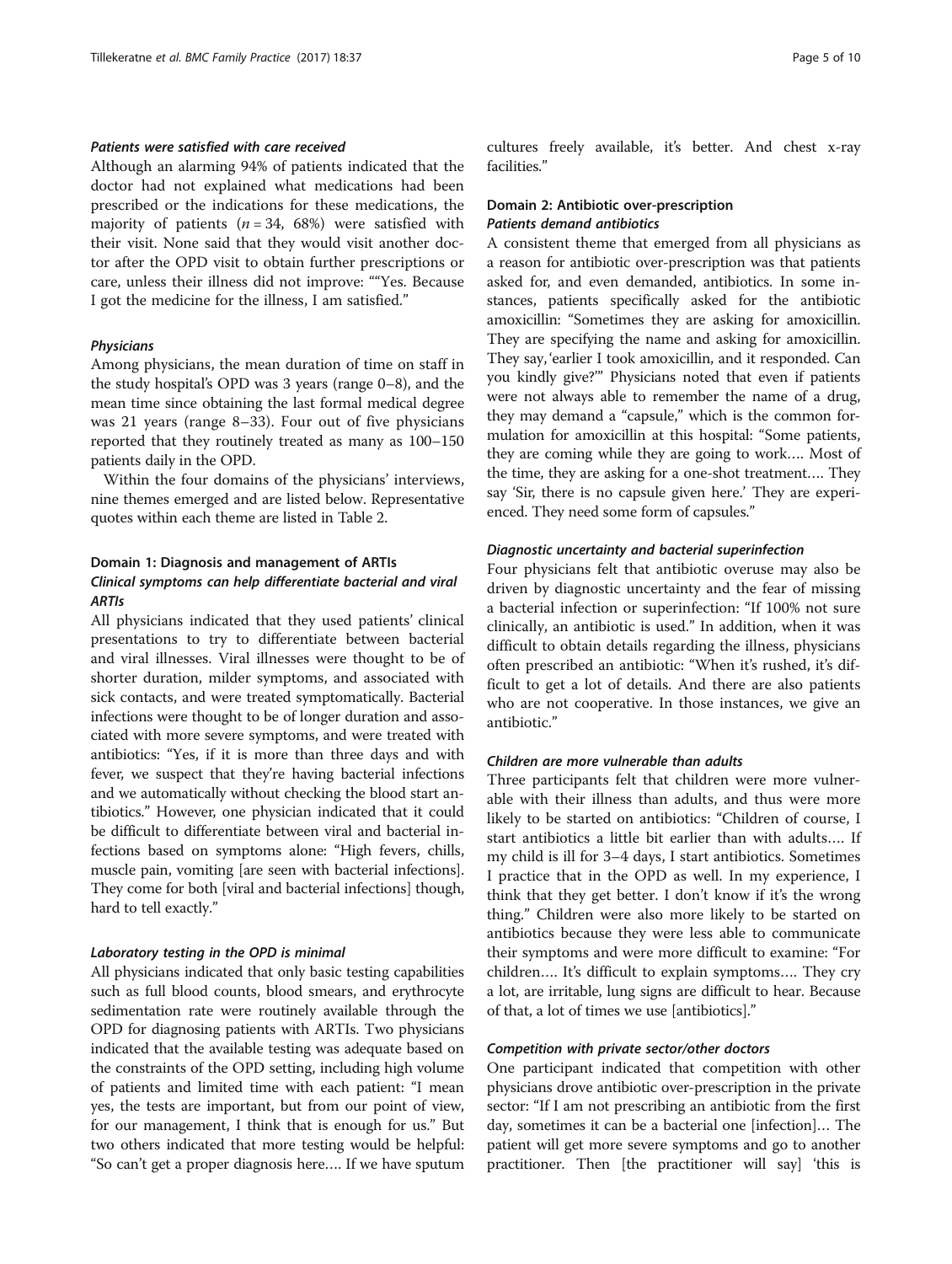#### *Patients were satisfied with care received*

Although an alarming 94% of patients indicated that the doctor had not explained what medications had been prescribed or the indications for these medications, the majority of patients ($n = 34$, 68%) were satisfied with their visit. None said that they would visit another doctor after the OPD visit to obtain further prescriptions or care, unless their illness did not improve: ""Yes. Because I got the medicine for the illness, I am satisfied."

#### *Physicians*

Among physicians, the mean duration of time on staff in the study hospital's OPD was 3 years (range 0–8), and the mean time since obtaining the last formal medical degree was 21 years (range 8–33). Four out of five physicians reported that they routinely treated as many as 100–150 patients daily in the OPD.

Within the four domains of the physicians' interviews, nine themes emerged and are listed below. Representative quotes within each theme are listed in Table 2.

### Domain 1: Diagnosis and management of ARTIs

#### *Clinical symptoms can help differentiate bacterial and viral ARTIs*

All physicians indicated that they used patients' clinical presentations to try to differentiate between bacterial and viral illnesses. Viral illnesses were thought to be of shorter duration, milder symptoms, and associated with sick contacts, and were treated symptomatically. Bacterial infections were thought to be of longer duration and associated with more severe symptoms, and were treated with antibiotics: "Yes, if it is more than three days and with fever, we suspect that they're having bacterial infections and we automatically without checking the blood start antibiotics." However, one physician indicated that it could be difficult to differentiate between viral and bacterial infections based on symptoms alone: "High fevers, chills, muscle pain, vomiting [are seen with bacterial infections]. They come for both [viral and bacterial infections] though, hard to tell exactly."

#### *Laboratory testing in the OPD is minimal*

All physicians indicated that only basic testing capabilities such as full blood counts, blood smears, and erythrocyte sedimentation rate were routinely available through the OPD for diagnosing patients with ARTIs. Two physicians indicated that the available testing was adequate based on the constraints of the OPD setting, including high volume of patients and limited time with each patient: "I mean yes, the tests are important, but from our point of view, for our management, I think that is enough for us." But two others indicated that more testing would be helpful: "So can't get a proper diagnosis here…. If we have sputum cultures freely available, it's better. And chest x-ray facilities."

### Domain 2: Antibiotic over-prescription

#### *Patients demand antibiotics*

A consistent theme that emerged from all physicians as a reason for antibiotic over-prescription was that patients asked for, and even demanded, antibiotics. In some instances, patients specifically asked for the antibiotic amoxicillin: "Sometimes they are asking for amoxicillin. They are specifying the name and asking for amoxicillin. They say, 'earlier I took amoxicillin, and it responded. Can you kindly give?'" Physicians noted that even if patients were not always able to remember the name of a drug, they may demand a "capsule," which is the common formulation for amoxicillin at this hospital: "Some patients, they are coming while they are going to work…. Most of the time, they are asking for a one-shot treatment…. They say 'Sir, there is no capsule given here.' They are experienced. They need some form of capsules."

#### *Diagnostic uncertainty and bacterial superinfection*

Four physicians felt that antibiotic overuse may also be driven by diagnostic uncertainty and the fear of missing a bacterial infection or superinfection: "If 100% not sure clinically, an antibiotic is used." In addition, when it was difficult to obtain details regarding the illness, physicians often prescribed an antibiotic: "When it's rushed, it's difficult to get a lot of details. And there are also patients who are not cooperative. In those instances, we give an antibiotic."

#### *Children are more vulnerable than adults*

Three participants felt that children were more vulnerable with their illness than adults, and thus were more likely to be started on antibiotics: "Children of course, I start antibiotics a little bit earlier than with adults…. If my child is ill for 3–4 days, I start antibiotics. Sometimes I practice that in the OPD as well. In my experience, I think that they get better. I don't know if it's the wrong thing." Children were also more likely to be started on antibiotics because they were less able to communicate their symptoms and were more difficult to examine: "For children…. It's difficult to explain symptoms…. They cry a lot, are irritable, lung signs are difficult to hear. Because of that, a lot of times we use [antibiotics]."

#### *Competition with private sector/other doctors*

One participant indicated that competition with other physicians drove antibiotic over-prescription in the private sector: "If I am not prescribing an antibiotic from the first day, sometimes it can be a bacterial one [infection]… The patient will get more severe symptoms and go to another practitioner. Then [the practitioner will say] 'this is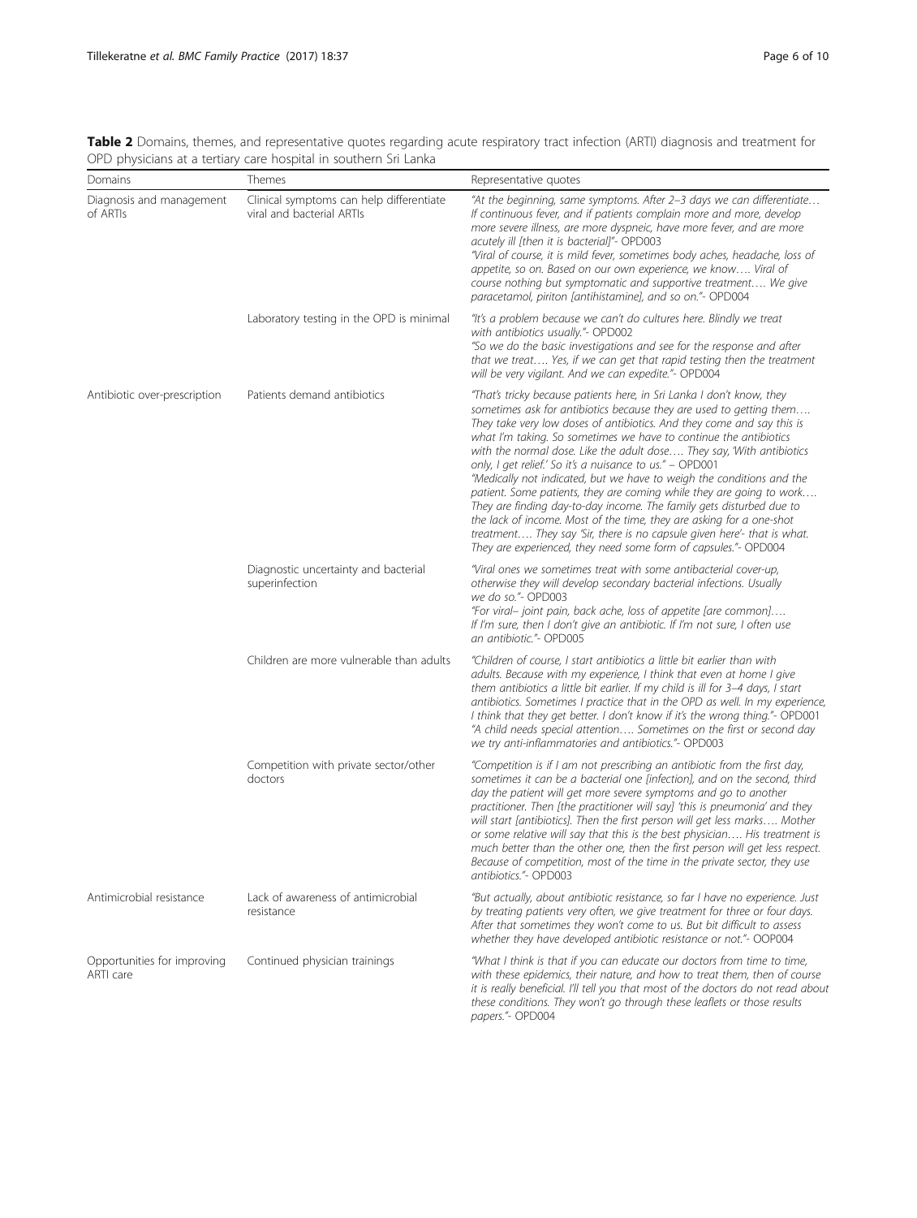**Table 2** Domains, themes, and representative quotes regarding acute respiratory tract infection (ARTI) diagnosis and treatment for OPD physicians at a tertiary care hospital in southern Sri Lanka

| Domains | Themes | Representative quotes |
| --- | --- | --- |
| Diagnosis and management of ARTIs | Clinical symptoms can help differentiate viral and bacterial ARTIs | *"At the beginning, same symptoms. After 2–3 days we can differentiate… If continuous fever, and if patients complain more and more, develop more severe illness, are more dyspneic, have more fever, and are more acutely ill [then it is bacterial]"- OPD003*<br>*"Viral of course, it is mild fever, sometimes body aches, headache, loss of appetite, so on. Based on our own experience, we know…. Viral of course nothing but symptomatic and supportive treatment…. We give paracetamol, piriton [antihistamine], and so on."- OPD004* |
| | Laboratory testing in the OPD is minimal | *"It's a problem because we can't do cultures here. Blindly we treat with antibiotics usually."- OPD002*<br>*"So we do the basic investigations and see for the response and after that we treat…. Yes, if we can get that rapid testing then the treatment will be very vigilant. And we can expedite."- OPD004* |
| Antibiotic over-prescription | Patients demand antibiotics | *"That's tricky because patients here, in Sri Lanka I don't know, they sometimes ask for antibiotics because they are used to getting them…. They take very low doses of antibiotics. And they come and say this is what I'm taking. So sometimes we have to continue the antibiotics with the normal dose. Like the adult dose…. They say, 'With antibiotics only, I get relief.' So it's a nuisance to us." – OPD001*<br>*"Medically not indicated, but we have to weigh the conditions and the patient. Some patients, they are coming while they are going to work…. They are finding day-to-day income. The family gets disturbed due to the lack of income. Most of the time, they are asking for a one-shot treatment…. They say 'Sir, there is no capsule given here'- that is what. They are experienced, they need some form of capsules."- OPD004* |
| | Diagnostic uncertainty and bacterial superinfection | *"Viral ones we sometimes treat with some antibacterial cover-up, otherwise they will develop secondary bacterial infections. Usually we do so."- OPD003*<br>*"For viral– joint pain, back ache, loss of appetite [are common]…. If I'm sure, then I don't give an antibiotic. If I'm not sure, I often use an antibiotic."- OPD005* |
| | Children are more vulnerable than adults | *"Children of course, I start antibiotics a little bit earlier than with adults. Because with my experience, I think that even at home I give them antibiotics a little bit earlier. If my child is ill for 3–4 days, I start antibiotics. Sometimes I practice that in the OPD as well. In my experience, I think that they get better. I don't know if it's the wrong thing."- OPD001*<br>*"A child needs special attention…. Sometimes on the first or second day we try anti-inflammatories and antibiotics."- OPD003* |
| | Competition with private sector/other doctors | *"Competition is if I am not prescribing an antibiotic from the first day, sometimes it can be a bacterial one [infection], and on the second, third day the patient will get more severe symptoms and go to another practitioner. Then [the practitioner will say] 'this is pneumonia' and they will start [antibiotics]. Then the first person will get less marks…. Mother or some relative will say that this is the best physician…. His treatment is much better than the other one, then the first person will get less respect. Because of competition, most of the time in the private sector, they use antibiotics."- OPD003* |
| Antimicrobial resistance | Lack of awareness of antimicrobial resistance | *"But actually, about antibiotic resistance, so far I have no experience. Just by treating patients very often, we give treatment for three or four days. After that sometimes they won't come to us. But bit difficult to assess whether they have developed antibiotic resistance or not."- OOP004* |
| Opportunities for improving ARTI care | Continued physician trainings | *"What I think is that if you can educate our doctors from time to time, with these epidemics, their nature, and how to treat them, then of course it is really beneficial. I'll tell you that most of the doctors do not read about these conditions. They won't go through these leaflets or those results papers."- OPD004* |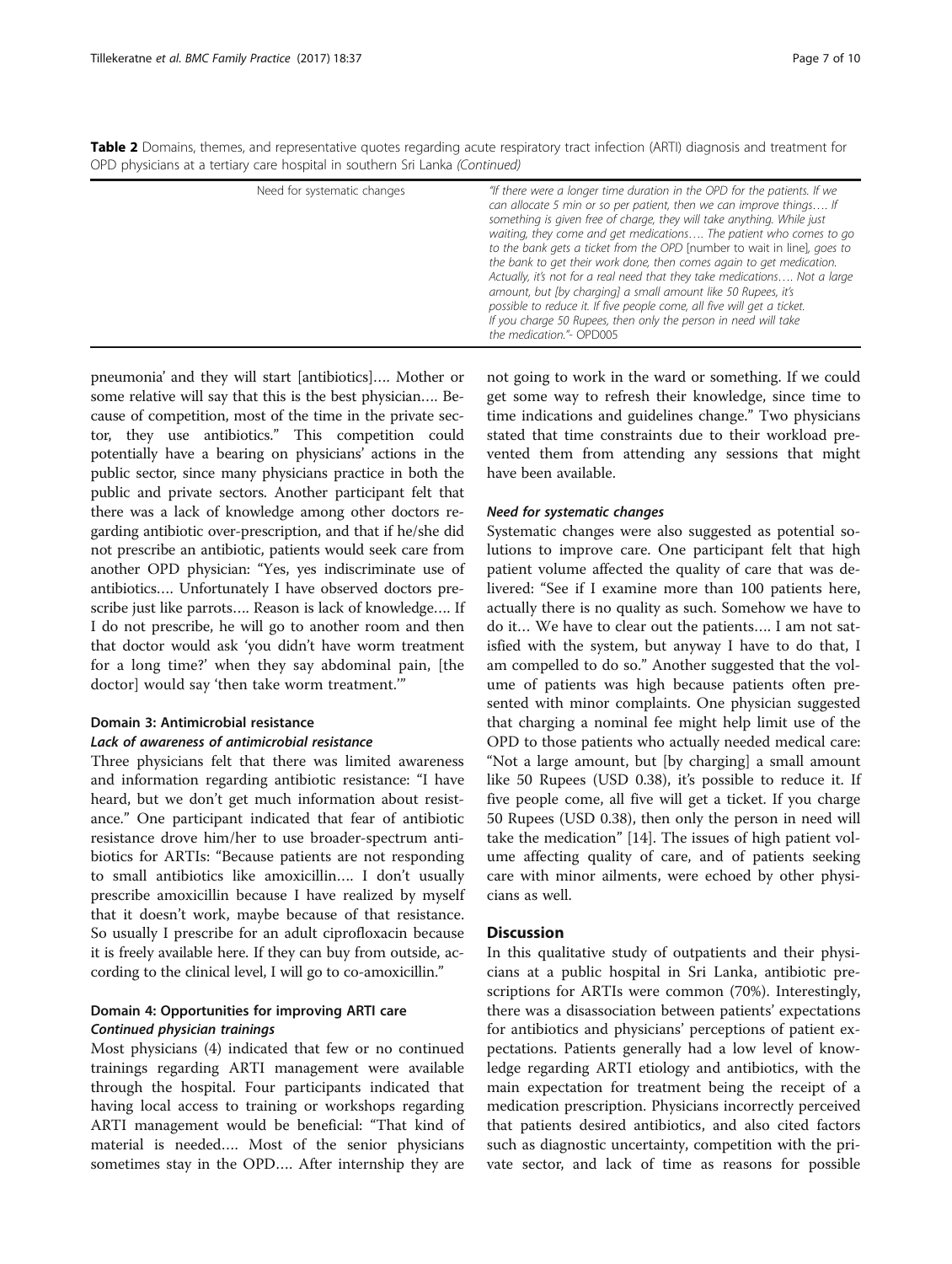**Table 2** Domains, themes, and representative quotes regarding acute respiratory tract infection (ARTI) diagnosis and treatment for OPD physicians at a tertiary care hospital in southern Sri Lanka *(Continued)*

| | | |
|---|---|---|
| | Need for systematic changes | *"If there were a longer time duration in the OPD for the patients. If we can allocate 5 min or so per patient, then we can improve things…. If something is given free of charge, they will take anything. While just waiting, they come and get medications…. The patient who comes to go to the bank gets a ticket from the OPD* [number to wait in line]*, goes to the bank to get their work done, then comes again to get medication. Actually, it's not for a real need that they take medications…. Not a large amount, but [by charging] a small amount like 50 Rupees, it's possible to reduce it. If five people come, all five will get a ticket. If you charge 50 Rupees, then only the person in need will take the medication."*- OPD005 |

pneumonia' and they will start [antibiotics]…. Mother or some relative will say that this is the best physician…. Because of competition, most of the time in the private sector, they use antibiotics." This competition could potentially have a bearing on physicians' actions in the public sector, since many physicians practice in both the public and private sectors. Another participant felt that there was a lack of knowledge among other doctors regarding antibiotic over-prescription, and that if he/she did not prescribe an antibiotic, patients would seek care from another OPD physician: "Yes, yes indiscriminate use of antibiotics…. Unfortunately I have observed doctors prescribe just like parrots…. Reason is lack of knowledge…. If I do not prescribe, he will go to another room and then that doctor would ask 'you didn't have worm treatment for a long time?' when they say abdominal pain, [the doctor] would say 'then take worm treatment.'"

#### Domain 3: Antimicrobial resistance

##### *Lack of awareness of antimicrobial resistance*

Three physicians felt that there was limited awareness and information regarding antibiotic resistance: "I have heard, but we don't get much information about resistance." One participant indicated that fear of antibiotic resistance drove him/her to use broader-spectrum antibiotics for ARTIs: "Because patients are not responding to small antibiotics like amoxicillin…. I don't usually prescribe amoxicillin because I have realized by myself that it doesn't work, maybe because of that resistance. So usually I prescribe for an adult ciprofloxacin because it is freely available here. If they can buy from outside, according to the clinical level, I will go to co-amoxicillin."

#### Domain 4: Opportunities for improving ARTI care

##### *Continued physician trainings*

Most physicians (4) indicated that few or no continued trainings regarding ARTI management were available through the hospital. Four participants indicated that having local access to training or workshops regarding ARTI management would be beneficial: "That kind of material is needed…. Most of the senior physicians sometimes stay in the OPD…. After internship they are not going to work in the ward or something. If we could get some way to refresh their knowledge, since time to time indications and guidelines change." Two physicians stated that time constraints due to their workload prevented them from attending any sessions that might have been available.

##### *Need for systematic changes*

Systematic changes were also suggested as potential solutions to improve care. One participant felt that high patient volume affected the quality of care that was delivered: "See if I examine more than 100 patients here, actually there is no quality as such. Somehow we have to do it… We have to clear out the patients…. I am not satisfied with the system, but anyway I have to do that, I am compelled to do so." Another suggested that the volume of patients was high because patients often presented with minor complaints. One physician suggested that charging a nominal fee might help limit use of the OPD to those patients who actually needed medical care: "Not a large amount, but [by charging] a small amount like 50 Rupees (USD 0.38), it's possible to reduce it. If five people come, all five will get a ticket. If you charge 50 Rupees (USD 0.38), then only the person in need will take the medication" [14]. The issues of high patient volume affecting quality of care, and of patients seeking care with minor ailments, were echoed by other physicians as well.

## Discussion

In this qualitative study of outpatients and their physicians at a public hospital in Sri Lanka, antibiotic prescriptions for ARTIs were common (70%). Interestingly, there was a disassociation between patients' expectations for antibiotics and physicians' perceptions of patient expectations. Patients generally had a low level of knowledge regarding ARTI etiology and antibiotics, with the main expectation for treatment being the receipt of a medication prescription. Physicians incorrectly perceived that patients desired antibiotics, and also cited factors such as diagnostic uncertainty, competition with the private sector, and lack of time as reasons for possible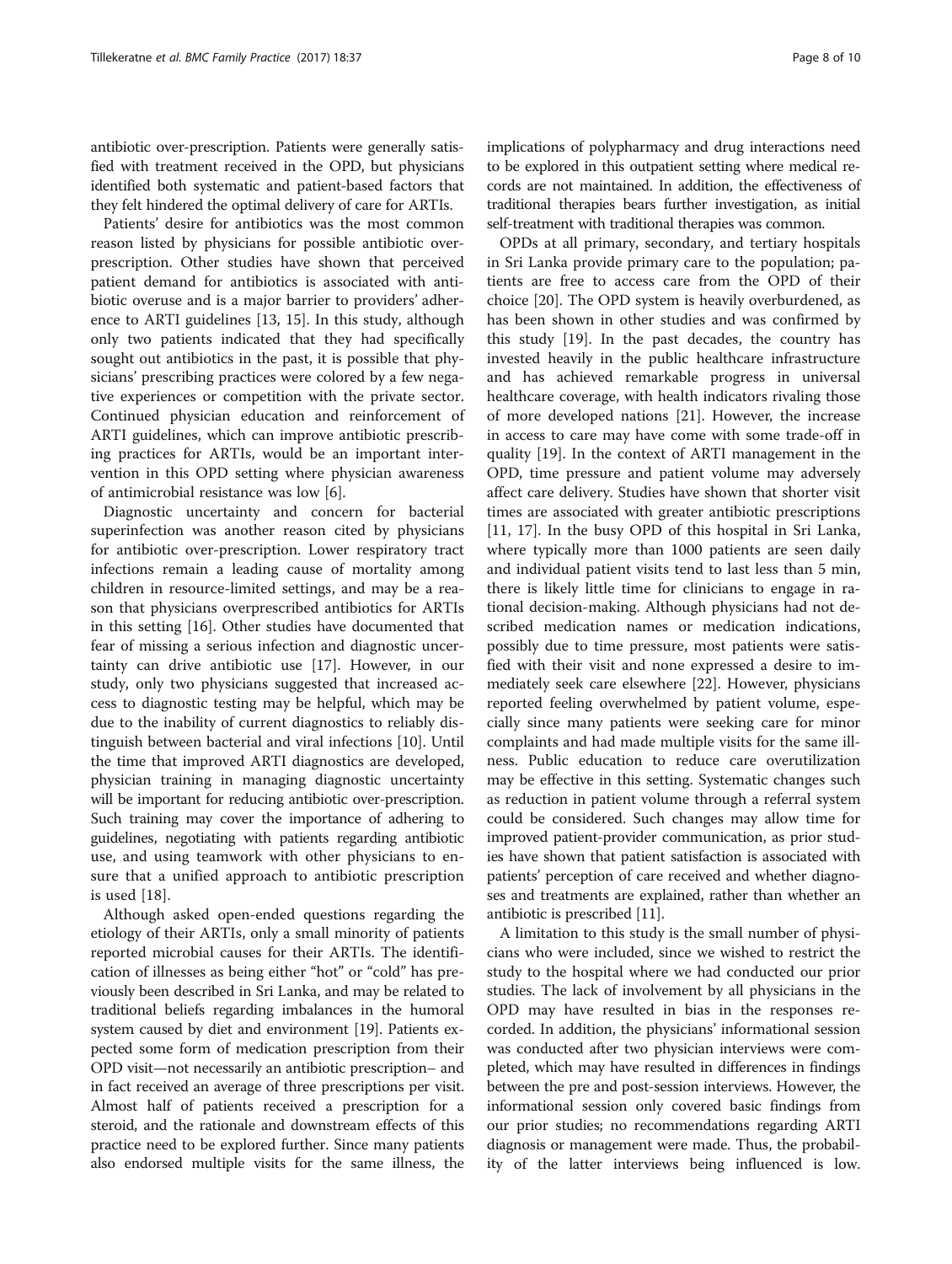antibiotic over-prescription. Patients were generally satisfied with treatment received in the OPD, but physicians identified both systematic and patient-based factors that they felt hindered the optimal delivery of care for ARTIs.

Patients' desire for antibiotics was the most common reason listed by physicians for possible antibiotic over-prescription. Other studies have shown that perceived patient demand for antibiotics is associated with antibiotic overuse and is a major barrier to providers' adherence to ARTI guidelines [13, 15]. In this study, although only two patients indicated that they had specifically sought out antibiotics in the past, it is possible that physicians' prescribing practices were colored by a few negative experiences or competition with the private sector. Continued physician education and reinforcement of ARTI guidelines, which can improve antibiotic prescribing practices for ARTIs, would be an important intervention in this OPD setting where physician awareness of antimicrobial resistance was low [6].

Diagnostic uncertainty and concern for bacterial superinfection was another reason cited by physicians for antibiotic over-prescription. Lower respiratory tract infections remain a leading cause of mortality among children in resource-limited settings, and may be a reason that physicians overprescribed antibiotics for ARTIs in this setting [16]. Other studies have documented that fear of missing a serious infection and diagnostic uncertainty can drive antibiotic use [17]. However, in our study, only two physicians suggested that increased access to diagnostic testing may be helpful, which may be due to the inability of current diagnostics to reliably distinguish between bacterial and viral infections [10]. Until the time that improved ARTI diagnostics are developed, physician training in managing diagnostic uncertainty will be important for reducing antibiotic over-prescription. Such training may cover the importance of adhering to guidelines, negotiating with patients regarding antibiotic use, and using teamwork with other physicians to ensure that a unified approach to antibiotic prescription is used [18].

Although asked open-ended questions regarding the etiology of their ARTIs, only a small minority of patients reported microbial causes for their ARTIs. The identification of illnesses as being either "hot" or "cold" has previously been described in Sri Lanka, and may be related to traditional beliefs regarding imbalances in the humoral system caused by diet and environment [19]. Patients expected some form of medication prescription from their OPD visit—not necessarily an antibiotic prescription– and in fact received an average of three prescriptions per visit. Almost half of patients received a prescription for a steroid, and the rationale and downstream effects of this practice need to be explored further. Since many patients also endorsed multiple visits for the same illness, the implications of polypharmacy and drug interactions need to be explored in this outpatient setting where medical records are not maintained. In addition, the effectiveness of traditional therapies bears further investigation, as initial self-treatment with traditional therapies was common.

OPDs at all primary, secondary, and tertiary hospitals in Sri Lanka provide primary care to the population; patients are free to access care from the OPD of their choice [20]. The OPD system is heavily overburdened, as has been shown in other studies and was confirmed by this study [19]. In the past decades, the country has invested heavily in the public healthcare infrastructure and has achieved remarkable progress in universal healthcare coverage, with health indicators rivaling those of more developed nations [21]. However, the increase in access to care may have come with some trade-off in quality [19]. In the context of ARTI management in the OPD, time pressure and patient volume may adversely affect care delivery. Studies have shown that shorter visit times are associated with greater antibiotic prescriptions [11, 17]. In the busy OPD of this hospital in Sri Lanka, where typically more than 1000 patients are seen daily and individual patient visits tend to last less than 5 min, there is likely little time for clinicians to engage in rational decision-making. Although physicians had not described medication names or medication indications, possibly due to time pressure, most patients were satisfied with their visit and none expressed a desire to immediately seek care elsewhere [22]. However, physicians reported feeling overwhelmed by patient volume, especially since many patients were seeking care for minor complaints and had made multiple visits for the same illness. Public education to reduce care overutilization may be effective in this setting. Systematic changes such as reduction in patient volume through a referral system could be considered. Such changes may allow time for improved patient-provider communication, as prior studies have shown that patient satisfaction is associated with patients' perception of care received and whether diagnoses and treatments are explained, rather than whether an antibiotic is prescribed [11].

A limitation to this study is the small number of physicians who were included, since we wished to restrict the study to the hospital where we had conducted our prior studies. The lack of involvement by all physicians in the OPD may have resulted in bias in the responses recorded. In addition, the physicians' informational session was conducted after two physician interviews were completed, which may have resulted in differences in findings between the pre and post-session interviews. However, the informational session only covered basic findings from our prior studies; no recommendations regarding ARTI diagnosis or management were made. Thus, the probability of the latter interviews being influenced is low.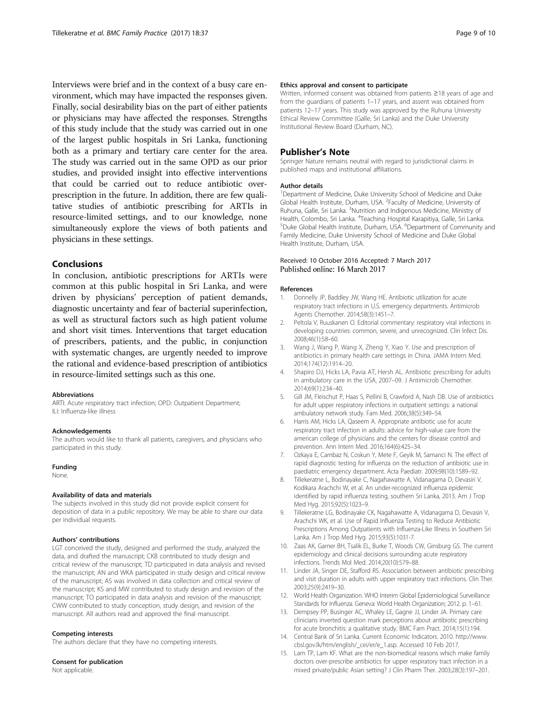Interviews were brief and in the context of a busy care environment, which may have impacted the responses given. Finally, social desirability bias on the part of either patients or physicians may have affected the responses. Strengths of this study include that the study was carried out in one of the largest public hospitals in Sri Lanka, functioning both as a primary and tertiary care center for the area. The study was carried out in the same OPD as our prior studies, and provided insight into effective interventions that could be carried out to reduce antibiotic over-prescription in the future. In addition, there are few qualitative studies of antibiotic prescribing for ARTIs in resource-limited settings, and to our knowledge, none simultaneously explore the views of both patients and physicians in these settings.

## Conclusions

In conclusion, antibiotic prescriptions for ARTIs were common at this public hospital in Sri Lanka, and were driven by physicians' perception of patient demands, diagnostic uncertainty and fear of bacterial superinfection, as well as structural factors such as high patient volume and short visit times. Interventions that target education of prescribers, patients, and the public, in conjunction with systematic changes, are urgently needed to improve the rational and evidence-based prescription of antibiotics in resource-limited settings such as this one.

#### Abbreviations

ARTI: Acute respiratory tract infection; OPD: Outpatient Department; ILI: Influenza-like illness

#### Acknowledgements

The authors would like to thank all patients, caregivers, and physicians who participated in this study.

#### Funding

None.

#### Availability of data and materials

The subjects involved in this study did not provide explicit consent for deposition of data in a public repository. We may be able to share our data per individual requests.

#### Authors' contributions

LGT conceived the study, designed and performed the study, analyzed the data, and drafted the manuscript; CKB contributed to study design and critical review of the manuscript; TD participated in data analysis and revised the manuscript; AN and WKA participated in study design and critical review of the manuscript; AS was involved in data collection and critical review of the manuscript; KS and MW contributed to study design and revision of the manuscript; TO participated in data analysis and revision of the manuscript; CWW contributed to study conception, study design, and revision of the manuscript. All authors read and approved the final manuscript.

#### Competing interests

The authors declare that they have no competing interests.

#### Consent for publication

Not applicable.

#### Ethics approval and consent to participate

Written, informed consent was obtained from patients ≥18 years of age and from the guardians of patients 1–17 years, and assent was obtained from patients 12–17 years. This study was approved by the Ruhuna University Ethical Review Committee (Galle, Sri Lanka) and the Duke University Institutional Review Board (Durham, NC).

## Publisher's Note

Springer Nature remains neutral with regard to jurisdictional claims in published maps and institutional affiliations.

#### Author details

[1]Department of Medicine, Duke University School of Medicine and Duke Global Health Institute, Durham, USA. [2]Faculty of Medicine, University of Ruhuna, Galle, Sri Lanka. [3]Nutrition and Indigenous Medicine, Ministry of Health, Colombo, Sri Lanka. [4]Teaching Hospital Karapitiya, Galle, Sri Lanka. [5]Duke Global Health Institute, Durham, USA. [6]Department of Community and Family Medicine, Duke University School of Medicine and Duke Global Health Institute, Durham, USA.

Received: 10 October 2016 Accepted: 7 March 2017
Published online: 16 March 2017

#### References

1. Donnelly JP, Baddley JW, Wang HE. Antibiotic utilization for acute respiratory tract infections in U.S. emergency departments. Antimicrob Agents Chemother. 2014;58(3):1451–7.
2. Peltola V, Ruuskanen O. Editorial commentary: respiratory viral infections in developing countries: common, severe, and unrecognized. Clin Infect Dis. 2008;46(1):58–60.
3. Wang J, Wang P, Wang X, Zheng Y, Xiao Y. Use and prescription of antibiotics in primary health care settings in China. JAMA Intern Med. 2014;174(12):1914–20.
4. Shapiro DJ, Hicks LA, Pavia AT, Hersh AL. Antibiotic prescribing for adults in ambulatory care in the USA, 2007–09. J Antimicrob Chemother. 2014;69(1):234–40.
5. Gill JM, Fleischut P, Haas S, Pellini B, Crawford A, Nash DB. Use of antibiotics for adult upper respiratory infections in outpatient settings: a national ambulatory network study. Fam Med. 2006;38(5):349–54.
6. Harris AM, Hicks LA, Qaseem A. Appropriate antibiotic use for acute respiratory tract infection in adults: advice for high-value care from the american college of physicians and the centers for disease control and prevention. Ann Intern Med. 2016;164(6):425–34.
7. Ozkaya E, Cambaz N, Coskun Y, Mete F, Geyik M, Samanci N. The effect of rapid diagnostic testing for influenza on the reduction of antibiotic use in paediatric emergency department. Acta Paediatr. 2009;98(10):1589–92.
8. Tillekeratne L, Bodinayake C, Nagahawatte A, Vidanagama D, Devasiri V, Kodikara Arachchi W, et al. An under-recognized influenza epidemic identified by rapid influenza testing, southern Sri Lanka, 2013. Am J Trop Med Hyg. 2015;92(5):1023–9.
9. Tillekeratne LG, Bodinayake CK, Nagahawatte A, Vidanagama D, Devasiri V, Arachchi WK, et al. Use of Rapid Influenza Testing to Reduce Antibiotic Prescriptions Among Outpatients with Influenza-Like Illness in Southern Sri Lanka. Am J Trop Med Hyg. 2015;93(5):1031-7.
10. Zaas AK, Garner BH, Tsalik EL, Burke T, Woods CW, Ginsburg GS. The current epidemiology and clinical decisions surrounding acute respiratory infections. Trends Mol Med. 2014;20(10):579–88.
11. Linder JA, Singer DE, Stafford RS. Association between antibiotic prescribing and visit duration in adults with upper respiratory tract infections. Clin Ther. 2003;25(9):2419–30.
12. World Health Organization. WHO Interim Global Epidemiological Surveillance Standards for Influenza. Geneva: World Health Organization; 2012. p. 1–61.
13. Dempsey PP, Businger AC, Whaley LE, Gagne JJ, Linder JA. Primary care clinicians inverted question mark perceptions about antibiotic prescribing for acute bronchitis: a qualitative study. BMC Fam Pract. 2014;15(1):194.
14. Central Bank of Sri Lanka. Current Economic Indicators. 2010. http://www.cbsl.gov.lk/htm/english/_cei/er/e_1.asp. Accessed 10 Feb 2017.
15. Lam TP, Lam KF. What are the non-biomedical reasons which make family doctors over-prescribe antibiotics for upper respiratory tract infection in a mixed private/public Asian setting? J Clin Pharm Ther. 2003;28(3):197–201.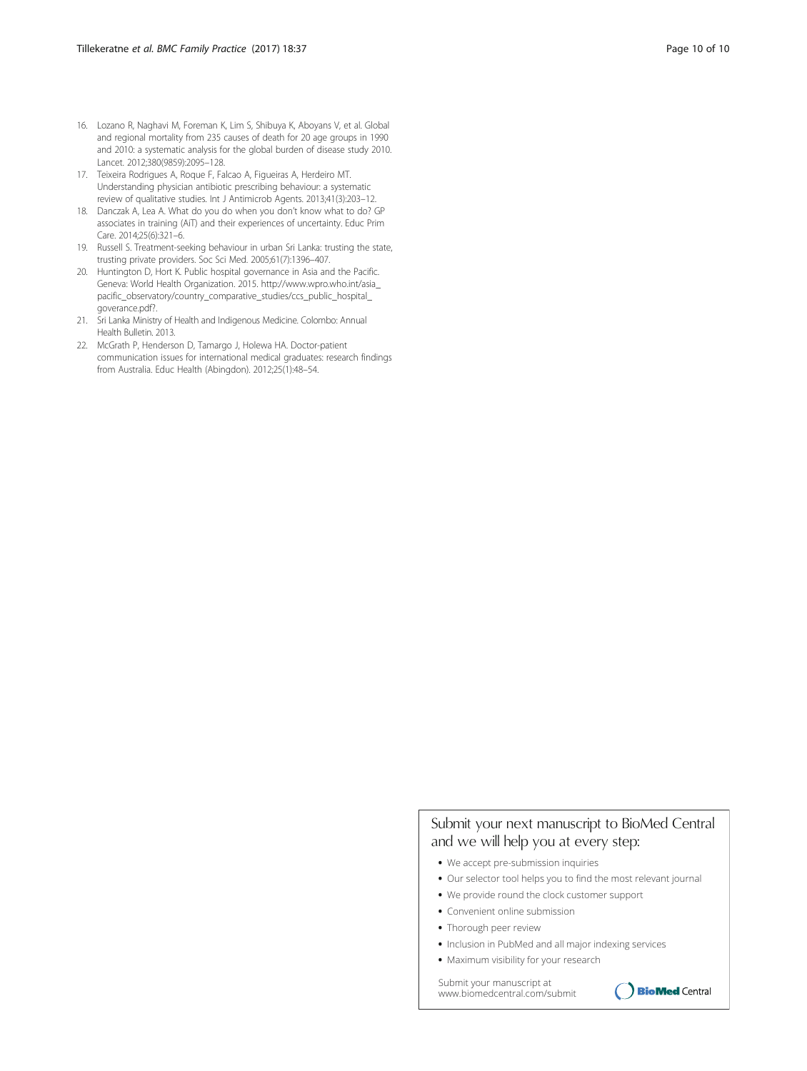16. Lozano R, Naghavi M, Foreman K, Lim S, Shibuya K, Aboyans V, et al. Global and regional mortality from 235 causes of death for 20 age groups in 1990 and 2010: a systematic analysis for the global burden of disease study 2010. Lancet. 2012;380(9859):2095–128.
17. Teixeira Rodrigues A, Roque F, Falcao A, Figueiras A, Herdeiro MT. Understanding physician antibiotic prescribing behaviour: a systematic review of qualitative studies. Int J Antimicrob Agents. 2013;41(3):203–12.
18. Danczak A, Lea A. What do you do when you don't know what to do? GP associates in training (AiT) and their experiences of uncertainty. Educ Prim Care. 2014;25(6):321–6.
19. Russell S. Treatment-seeking behaviour in urban Sri Lanka: trusting the state, trusting private providers. Soc Sci Med. 2005;61(7):1396–407.
20. Huntington D, Hort K. Public hospital governance in Asia and the Pacific. Geneva: World Health Organization. 2015. http://www.wpro.who.int/asia_pacific_observatory/country_comparative_studies/ccs_public_hospital_goverance.pdf?.
21. Sri Lanka Ministry of Health and Indigenous Medicine. Colombo: Annual Health Bulletin. 2013.
22. McGrath P, Henderson D, Tamargo J, Holewa HA. Doctor-patient communication issues for international medical graduates: research findings from Australia. Educ Health (Abingdon). 2012;25(1):48–54.

Submit your next manuscript to BioMed Central and we will help you at every step:

- We accept pre-submission inquiries
- Our selector tool helps you to find the most relevant journal
- We provide round the clock customer support
- Convenient online submission
- Thorough peer review
- Inclusion in PubMed and all major indexing services
- Maximum visibility for your research

Submit your manuscript at
www.biomedcentral.com/submit

BioMed Central